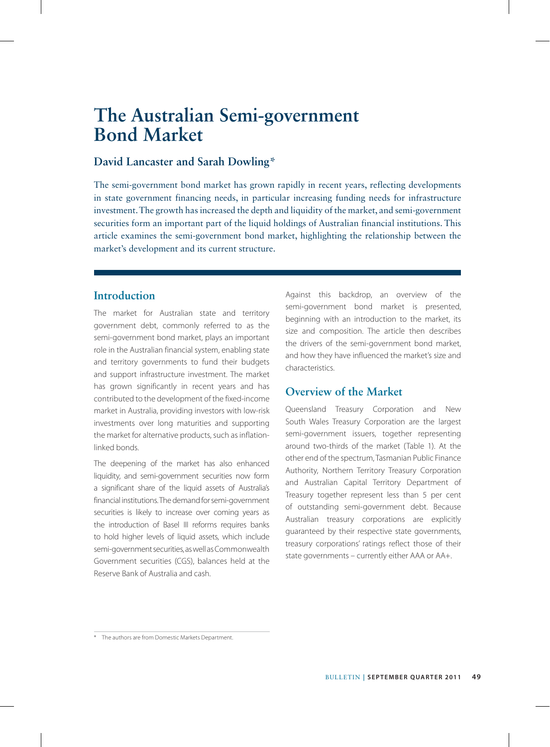# The Australian Semi-government Bond Market

## David Lancaster and Sarah Dowling*

The semi-government bond market has grown rapidly in recent years, reflecting developments in state government financing needs, in particular increasing funding needs for infrastructure investment. The growth has increased the depth and liquidity of the market, and semi-government securities form an important part of the liquid holdings of Australian financial institutions. This article examines the semi-government bond market, highlighting the relationship between the market's development and its current structure.

## Introduction

The market for Australian state and territory government debt, commonly referred to as the semi-government bond market, plays an important role in the Australian financial system, enabling state and territory governments to fund their budgets and support infrastructure investment. The market has grown significantly in recent years and has contributed to the development of the fixed-income market in Australia, providing investors with low-risk investments over long maturities and supporting the market for alternative products, such as inflation-linked bonds.

The deepening of the market has also enhanced liquidity, and semi-government securities now form a significant share of the liquid assets of Australia's financial institutions. The demand for semi-government securities is likely to increase over coming years as the introduction of Basel III reforms requires banks to hold higher levels of liquid assets, which include semi-government securities, as well as Commonwealth Government securities (CGS), balances held at the Reserve Bank of Australia and cash.

Against this backdrop, an overview of the semi-government bond market is presented, beginning with an introduction to the market, its size and composition. The article then describes the drivers of the semi-government bond market, and how they have influenced the market's size and characteristics.

## Overview of the Market

Queensland Treasury Corporation and New South Wales Treasury Corporation are the largest semi-government issuers, together representing around two-thirds of the market (Table 1). At the other end of the spectrum, Tasmanian Public Finance Authority, Northern Territory Treasury Corporation and Australian Capital Territory Department of Treasury together represent less than 5 per cent of outstanding semi-government debt. Because Australian treasury corporations are explicitly guaranteed by their respective state governments, treasury corporations' ratings reflect those of their state governments – currently either AAA or AA+.

* The authors are from Domestic Markets Department.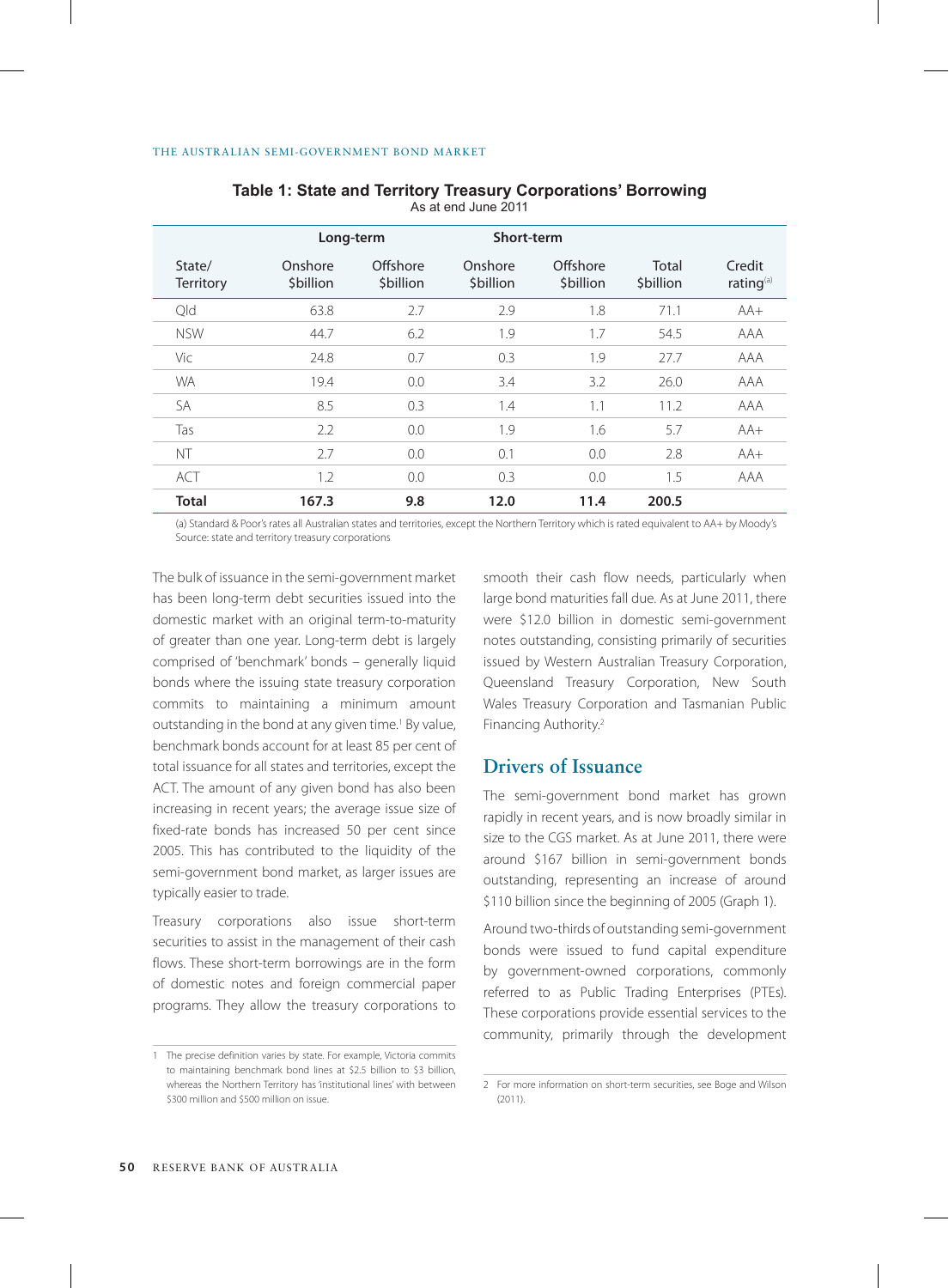**Table 1: State and Territory Treasury Corporations' Borrowing**
As at end June 2011

| | Long-term | | Short-term | | | |
|---|---|---|---|---|---|---|
| State/ Territory | Onshore $billion | Offshore $billion | Onshore $billion | Offshore $billion | Total $billion | Credit rating[(a)] |
| Qld | 63.8 | 2.7 | 2.9 | 1.8 | 71.1 | AA+ |
| NSW | 44.7 | 6.2 | 1.9 | 1.7 | 54.5 | AAA |
| Vic | 24.8 | 0.7 | 0.3 | 1.9 | 27.7 | AAA |
| WA | 19.4 | 0.0 | 3.4 | 3.2 | 26.0 | AAA |
| SA | 8.5 | 0.3 | 1.4 | 1.1 | 11.2 | AAA |
| Tas | 2.2 | 0.0 | 1.9 | 1.6 | 5.7 | AA+ |
| NT | 2.7 | 0.0 | 0.1 | 0.0 | 2.8 | AA+ |
| ACT | 1.2 | 0.0 | 0.3 | 0.0 | 1.5 | AAA |
| **Total** | **167.3** | **9.8** | **12.0** | **11.4** | **200.5** | |

(a) Standard & Poor's rates all Australian states and territories, except the Northern Territory which is rated equivalent to AA+ by Moody's
Source: state and territory treasury corporations

The bulk of issuance in the semi-government market has been long-term debt securities issued into the domestic market with an original term-to-maturity of greater than one year. Long-term debt is largely comprised of 'benchmark' bonds – generally liquid bonds where the issuing state treasury corporation commits to maintaining a minimum amount outstanding in the bond at any given time.[1] By value, benchmark bonds account for at least 85 per cent of total issuance for all states and territories, except the ACT. The amount of any given bond has also been increasing in recent years; the average issue size of fixed-rate bonds has increased 50 per cent since 2005. This has contributed to the liquidity of the semi-government bond market, as larger issues are typically easier to trade.

Treasury corporations also issue short-term securities to assist in the management of their cash flows. These short-term borrowings are in the form of domestic notes and foreign commercial paper programs. They allow the treasury corporations to smooth their cash flow needs, particularly when large bond maturities fall due. As at June 2011, there were $12.0 billion in domestic semi-government notes outstanding, consisting primarily of securities issued by Western Australian Treasury Corporation, Queensland Treasury Corporation, New South Wales Treasury Corporation and Tasmanian Public Financing Authority.[2]

## Drivers of Issuance

The semi-government bond market has grown rapidly in recent years, and is now broadly similar in size to the CGS market. As at June 2011, there were around $167 billion in semi-government bonds outstanding, representing an increase of around $110 billion since the beginning of 2005 (Graph 1).

Around two-thirds of outstanding semi-government bonds were issued to fund capital expenditure by government-owned corporations, commonly referred to as Public Trading Enterprises (PTEs). These corporations provide essential services to the community, primarily through the development

1 The precise definition varies by state. For example, Victoria commits to maintaining benchmark bond lines at $2.5 billion to $3 billion, whereas the Northern Territory has 'institutional lines' with between $300 million and $500 million on issue.

2 For more information on short-term securities, see Boge and Wilson (2011).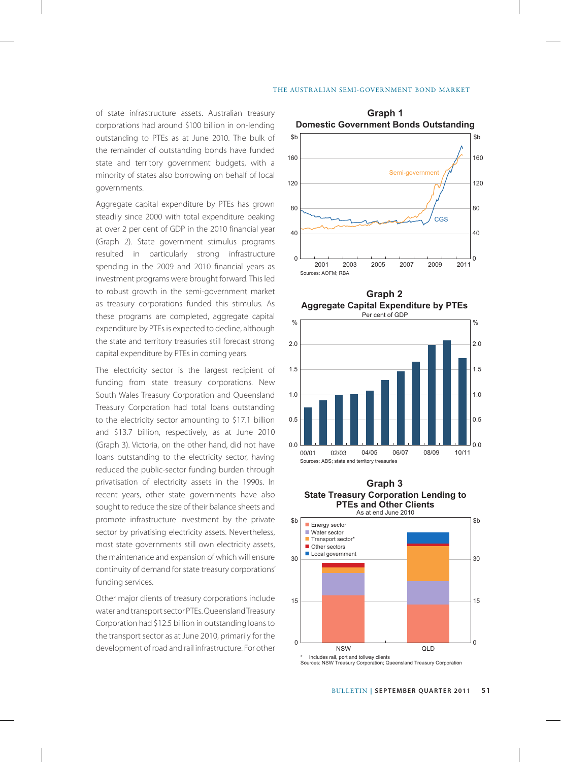of state infrastructure assets. Australian treasury corporations had around $100 billion in on-lending outstanding to PTEs as at June 2010. The bulk of the remainder of outstanding bonds have funded state and territory government budgets, with a minority of states also borrowing on behalf of local governments.

Aggregate capital expenditure by PTEs has grown steadily since 2000 with total expenditure peaking at over 2 per cent of GDP in the 2010 financial year (Graph 2). State government stimulus programs resulted in particularly strong infrastructure spending in the 2009 and 2010 financial years as investment programs were brought forward. This led to robust growth in the semi-government market as treasury corporations funded this stimulus. As these programs are completed, aggregate capital expenditure by PTEs is expected to decline, although the state and territory treasuries still forecast strong capital expenditure by PTEs in coming years.

The electricity sector is the largest recipient of funding from state treasury corporations. New South Wales Treasury Corporation and Queensland Treasury Corporation had total loans outstanding to the electricity sector amounting to $17.1 billion and $13.7 billion, respectively, as at June 2010 (Graph 3). Victoria, on the other hand, did not have loans outstanding to the electricity sector, having reduced the public-sector funding burden through privatisation of electricity assets in the 1990s. In recent years, other state governments have also sought to reduce the size of their balance sheets and promote infrastructure investment by the private sector by privatising electricity assets. Nevertheless, most state governments still own electricity assets, the maintenance and expansion of which will ensure continuity of demand for state treasury corporations' funding services.

Other major clients of treasury corporations include water and transport sector PTEs. Queensland Treasury Corporation had $12.5 billion in outstanding loans to the transport sector as at June 2010, primarily for the development of road and rail infrastructure. For other

**Graph 1**
**Domestic Government Bonds Outstanding**

Sources: AOFM; RBA

**Graph 2**
**Aggregate Capital Expenditure by PTEs**
Per cent of GDP

Sources: ABS; state and territory treasuries

**Graph 3**
**State Treasury Corporation Lending to PTEs and Other Clients**
As at end June 2010

\* Includes rail, port and tollway clients
Sources: NSW Treasury Corporation; Queensland Treasury Corporation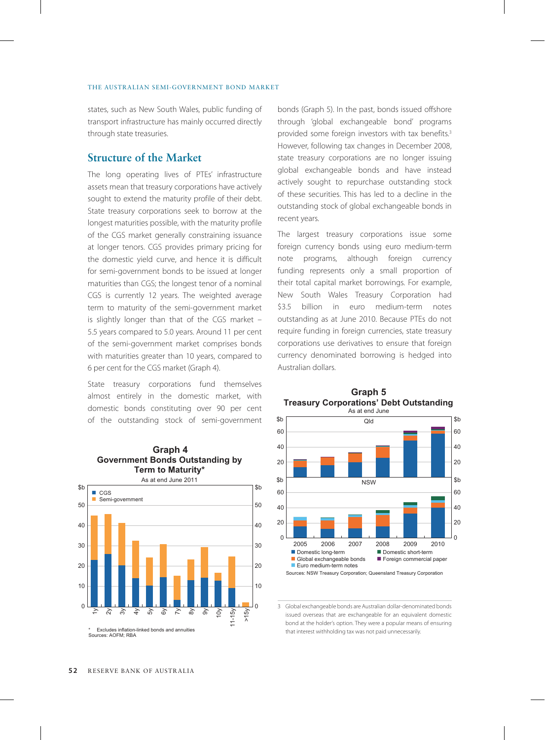states, such as New South Wales, public funding of transport infrastructure has mainly occurred directly through state treasuries.

## Structure of the Market

The long operating lives of PTEs' infrastructure assets mean that treasury corporations have actively sought to extend the maturity profile of their debt. State treasury corporations seek to borrow at the longest maturities possible, with the maturity profile of the CGS market generally constraining issuance at longer tenors. CGS provides primary pricing for the domestic yield curve, and hence it is difficult for semi-government bonds to be issued at longer maturities than CGS; the longest tenor of a nominal CGS is currently 12 years. The weighted average term to maturity of the semi-government market is slightly longer than that of the CGS market – 5.5 years compared to 5.0 years. Around 11 per cent of the semi-government market comprises bonds with maturities greater than 10 years, compared to 6 per cent for the CGS market (Graph 4).

State treasury corporations fund themselves almost entirely in the domestic market, with domestic bonds constituting over 90 per cent of the outstanding stock of semi-government bonds (Graph 5). In the past, bonds issued offshore through 'global exchangeable bond' programs provided some foreign investors with tax benefits.[3] However, following tax changes in December 2008, state treasury corporations are no longer issuing global exchangeable bonds and have instead actively sought to repurchase outstanding stock of these securities. This has led to a decline in the outstanding stock of global exchangeable bonds in recent years.

The largest treasury corporations issue some foreign currency bonds using euro medium-term note programs, although foreign currency funding represents only a small proportion of their total capital market borrowings. For example, New South Wales Treasury Corporation had \$3.5 billion in euro medium-term notes outstanding as at June 2010. Because PTEs do not require funding in foreign currencies, state treasury corporations use derivatives to ensure that foreign currency denominated borrowing is hedged into Australian dollars.

**Graph 4**
**Government Bonds Outstanding by Term to Maturity***
As at end June 2011

\* Excludes inflation-linked bonds and annuities
Sources: AOFM; RBA

**Graph 5**
**Treasury Corporations' Debt Outstanding**
As at end June

Sources: NSW Treasury Corporation; Queensland Treasury Corporation

3 Global exchangeable bonds are Australian dollar-denominated bonds issued overseas that are exchangeable for an equivalent domestic bond at the holder's option. They were a popular means of ensuring that interest withholding tax was not paid unnecessarily.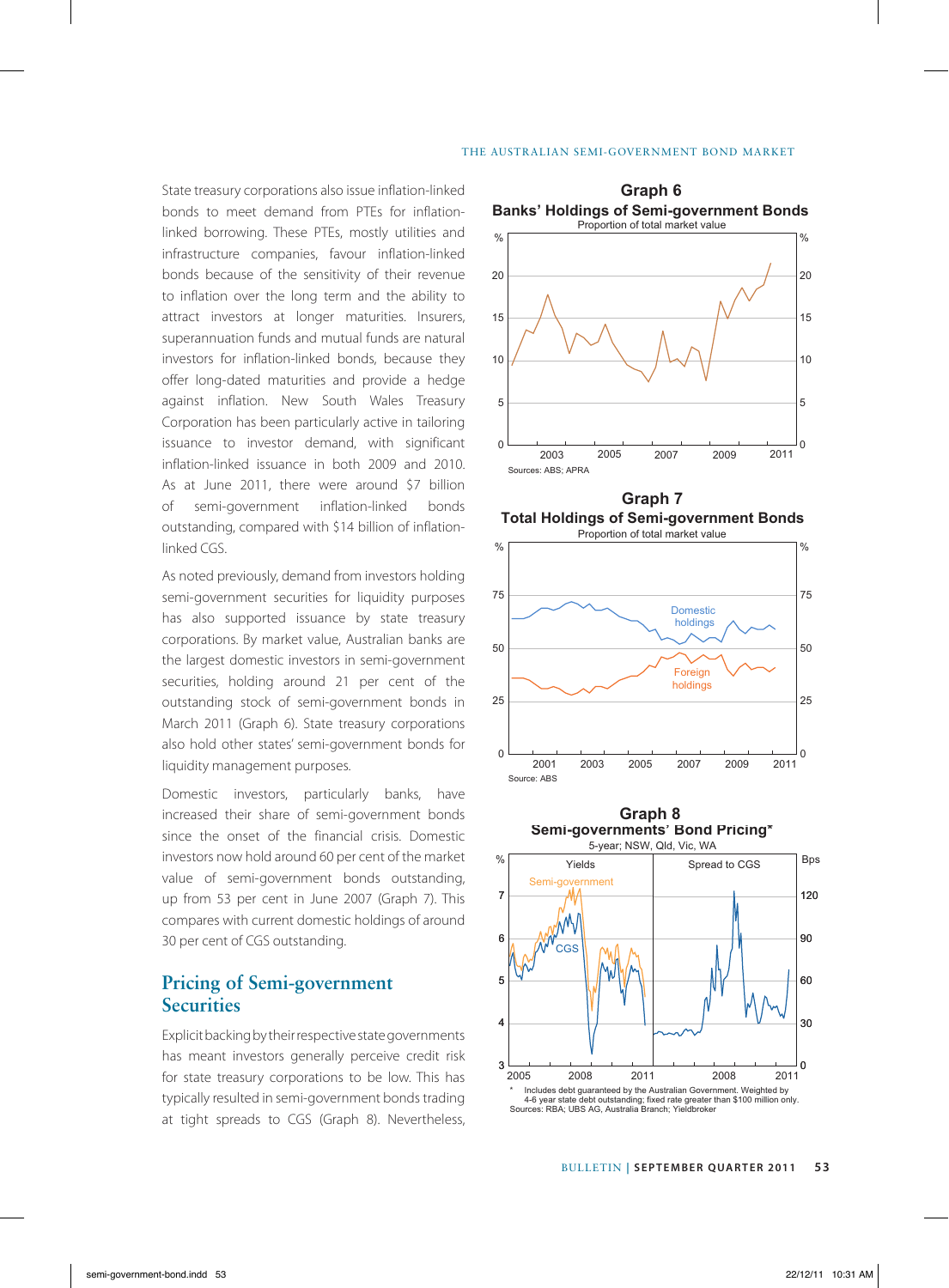State treasury corporations also issue inflation-linked bonds to meet demand from PTEs for inflation-linked borrowing. These PTEs, mostly utilities and infrastructure companies, favour inflation-linked bonds because of the sensitivity of their revenue to inflation over the long term and the ability to attract investors at longer maturities. Insurers, superannuation funds and mutual funds are natural investors for inflation-linked bonds, because they offer long-dated maturities and provide a hedge against inflation. New South Wales Treasury Corporation has been particularly active in tailoring issuance to investor demand, with significant inflation-linked issuance in both 2009 and 2010. As at June 2011, there were around $7 billion of semi-government inflation-linked bonds outstanding, compared with $14 billion of inflation-linked CGS.

As noted previously, demand from investors holding semi-government securities for liquidity purposes has also supported issuance by state treasury corporations. By market value, Australian banks are the largest domestic investors in semi-government securities, holding around 21 per cent of the outstanding stock of semi-government bonds in March 2011 (Graph 6). State treasury corporations also hold other states' semi-government bonds for liquidity management purposes.

Domestic investors, particularly banks, have increased their share of semi-government bonds since the onset of the financial crisis. Domestic investors now hold around 60 per cent of the market value of semi-government bonds outstanding, up from 53 per cent in June 2007 (Graph 7). This compares with current domestic holdings of around 30 per cent of CGS outstanding.

## Pricing of Semi-government Securities

Explicit backing by their respective state governments has meant investors generally perceive credit risk for state treasury corporations to be low. This has typically resulted in semi-government bonds trading at tight spreads to CGS (Graph 8). Nevertheless,

**Graph 6**
**Banks' Holdings of Semi-government Bonds**
Proportion of total market value

Sources: ABS; APRA

**Graph 7**
**Total Holdings of Semi-government Bonds**
Proportion of total market value

Source: ABS

**Graph 8**
**Semi-governments' Bond Pricing***
5-year; NSW, Qld, Vic, WA

\* Includes debt guaranteed by the Australian Government. Weighted by 4-6 year state debt outstanding; fixed rate greater than $100 million only.
Sources: RBA; UBS AG, Australia Branch; Yieldbroker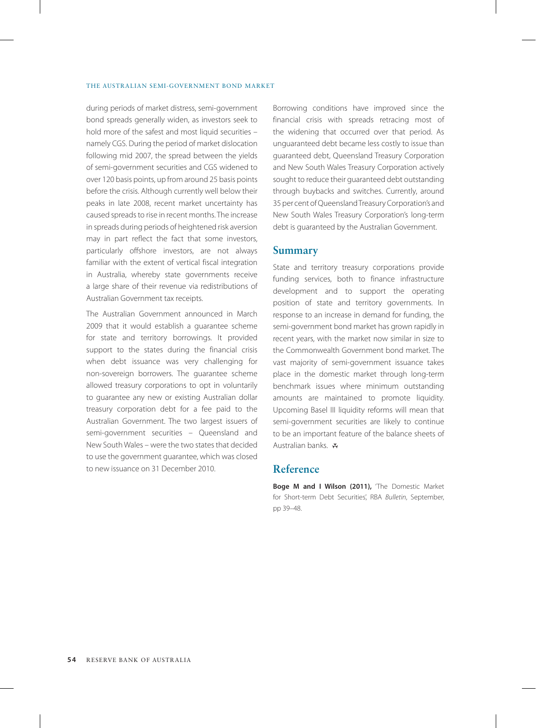during periods of market distress, semi-government bond spreads generally widen, as investors seek to hold more of the safest and most liquid securities – namely CGS. During the period of market dislocation following mid 2007, the spread between the yields of semi-government securities and CGS widened to over 120 basis points, up from around 25 basis points before the crisis. Although currently well below their peaks in late 2008, recent market uncertainty has caused spreads to rise in recent months. The increase in spreads during periods of heightened risk aversion may in part reflect the fact that some investors, particularly offshore investors, are not always familiar with the extent of vertical fiscal integration in Australia, whereby state governments receive a large share of their revenue via redistributions of Australian Government tax receipts.

The Australian Government announced in March 2009 that it would establish a guarantee scheme for state and territory borrowings. It provided support to the states during the financial crisis when debt issuance was very challenging for non-sovereign borrowers. The guarantee scheme allowed treasury corporations to opt in voluntarily to guarantee any new or existing Australian dollar treasury corporation debt for a fee paid to the Australian Government. The two largest issuers of semi-government securities – Queensland and New South Wales – were the two states that decided to use the government guarantee, which was closed to new issuance on 31 December 2010.

Borrowing conditions have improved since the financial crisis with spreads retracing most of the widening that occurred over that period. As unguaranteed debt became less costly to issue than guaranteed debt, Queensland Treasury Corporation and New South Wales Treasury Corporation actively sought to reduce their guaranteed debt outstanding through buybacks and switches. Currently, around 35 per cent of Queensland Treasury Corporation's and New South Wales Treasury Corporation's long-term debt is guaranteed by the Australian Government.

## Summary

State and territory treasury corporations provide funding services, both to finance infrastructure development and to support the operating position of state and territory governments. In response to an increase in demand for funding, the semi-government bond market has grown rapidly in recent years, with the market now similar in size to the Commonwealth Government bond market. The vast majority of semi-government issuance takes place in the domestic market through long-term benchmark issues where minimum outstanding amounts are maintained to promote liquidity. Upcoming Basel III liquidity reforms will mean that semi-government securities are likely to continue to be an important feature of the balance sheets of Australian banks.

## Reference

**Boge M and I Wilson (2011),** 'The Domestic Market for Short-term Debt Securities', RBA *Bulletin*, September, pp 39–48.